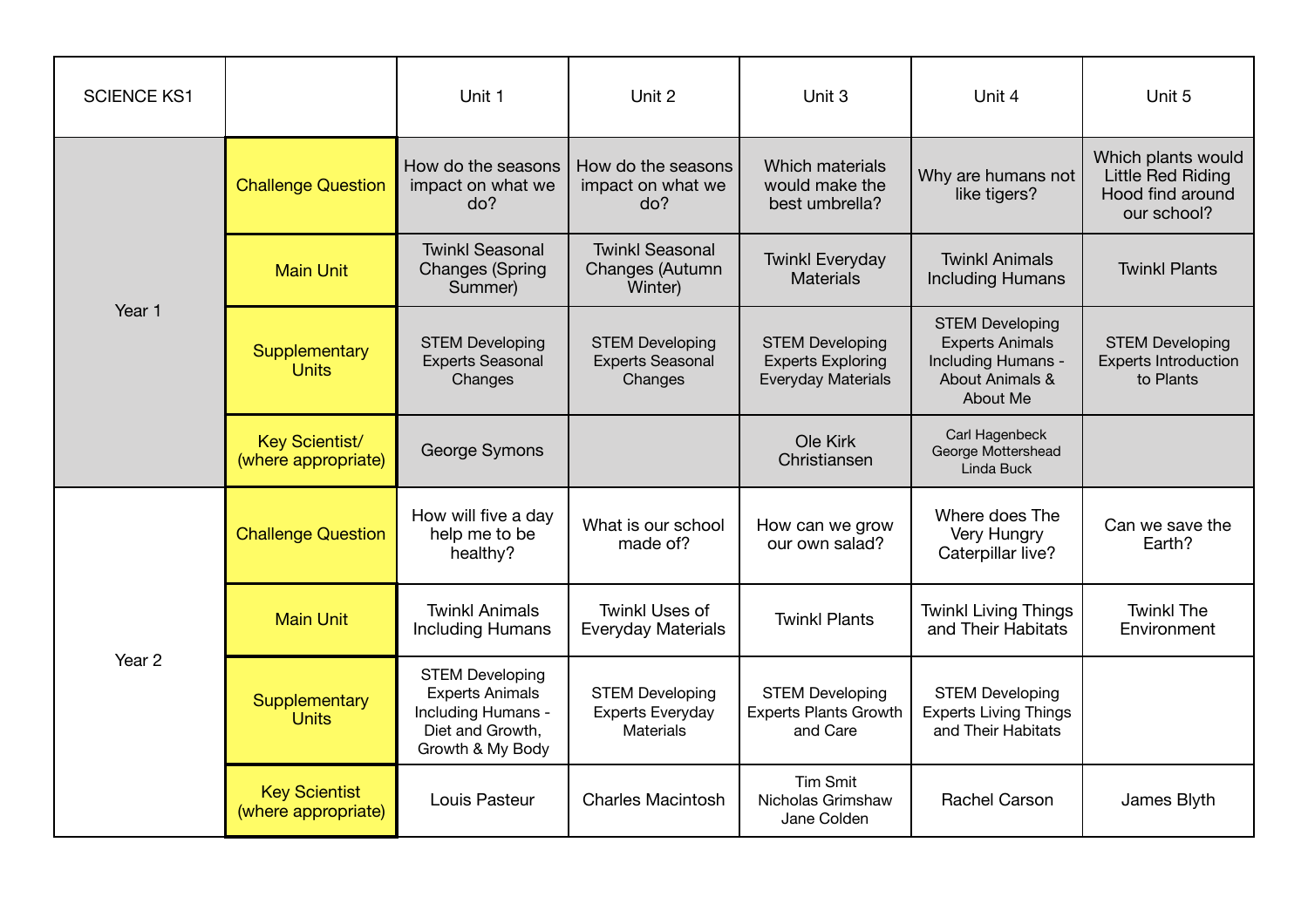| SCIENCE KS1 | | Unit 1 | Unit 2 | Unit 3 | Unit 4 | Unit 5 |
|---|---|---|---|---|---|---|
| Year 1 | Challenge Question | How do the seasons impact on what we do? | How do the seasons impact on what we do? | Which materials would make the best umbrella? | Why are humans not like tigers? | Which plants would Little Red Riding Hood find around our school? |
| | Main Unit | Twinkl Seasonal Changes (Spring Summer) | Twinkl Seasonal Changes (Autumn Winter) | Twinkl Everyday Materials | Twinkl Animals Including Humans | Twinkl Plants |
| | Supplementary Units | STEM Developing Experts Seasonal Changes | STEM Developing Experts Seasonal Changes | STEM Developing Experts Exploring Everyday Materials | STEM Developing Experts Animals Including Humans - About Animals & About Me | STEM Developing Experts Introduction to Plants |
| | Key Scientist/ (where appropriate) | George Symons | | Ole Kirk Christiansen | Carl Hagenbeck<br>George Mottershead<br>Linda Buck | |
| Year 2 | Challenge Question | How will five a day help me to be healthy? | What is our school made of? | How can we grow our own salad? | Where does The Very Hungry Caterpillar live? | Can we save the Earth? |
| | Main Unit | Twinkl Animals Including Humans | Twinkl Uses of Everyday Materials | Twinkl Plants | Twinkl Living Things and Their Habitats | Twinkl The Environment |
| | Supplementary Units | STEM Developing Experts Animals Including Humans - Diet and Growth, Growth & My Body | STEM Developing Experts Everyday Materials | STEM Developing Experts Plants Growth and Care | STEM Developing Experts Living Things and Their Habitats | |
| | Key Scientist (where appropriate) | Louis Pasteur | Charles Macintosh | Tim Smit<br>Nicholas Grimshaw<br>Jane Colden | Rachel Carson | James Blyth |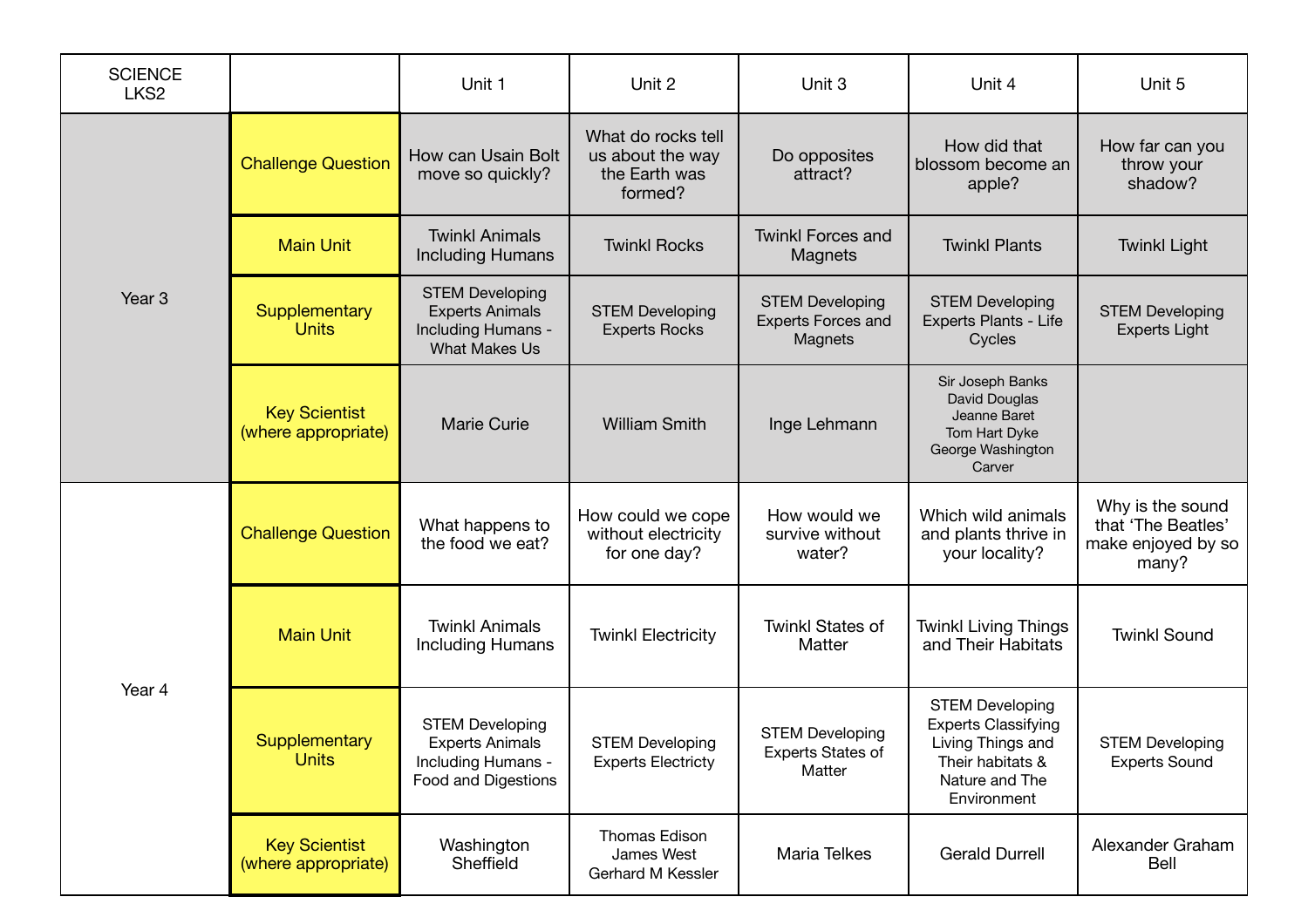| SCIENCE LKS2 | | Unit 1 | Unit 2 | Unit 3 | Unit 4 | Unit 5 |
|---|---|---|---|---|---|---|
| Year 3 | Challenge Question | How can Usain Bolt move so quickly? | What do rocks tell us about the way the Earth was formed? | Do opposites attract? | How did that blossom become an apple? | How far can you throw your shadow? |
| | Main Unit | Twinkl Animals Including Humans | Twinkl Rocks | Twinkl Forces and Magnets | Twinkl Plants | Twinkl Light |
| | Supplementary Units | STEM Developing Experts Animals Including Humans - What Makes Us | STEM Developing Experts Rocks | STEM Developing Experts Forces and Magnets | STEM Developing Experts Plants - Life Cycles | STEM Developing Experts Light |
| | Key Scientist (where appropriate) | Marie Curie | William Smith | Inge Lehmann | Sir Joseph Banks<br>David Douglas<br>Jeanne Baret<br>Tom Hart Dyke<br>George Washington Carver | |
| Year 4 | Challenge Question | What happens to the food we eat? | How could we cope without electricity for one day? | How would we survive without water? | Which wild animals and plants thrive in your locality? | Why is the sound that 'The Beatles' make enjoyed by so many? |
| | Main Unit | Twinkl Animals Including Humans | Twinkl Electricity | Twinkl States of Matter | Twinkl Living Things and Their Habitats | Twinkl Sound |
| | Supplementary Units | STEM Developing Experts Animals Including Humans - Food and Digestions | STEM Developing Experts Electricty | STEM Developing Experts States of Matter | STEM Developing Experts Classifying Living Things and Their habitats & Nature and The Environment | STEM Developing Experts Sound |
| | Key Scientist (where appropriate) | Washington Sheffield | Thomas Edison<br>James West<br>Gerhard M Kessler | Maria Telkes | Gerald Durrell | Alexander Graham Bell |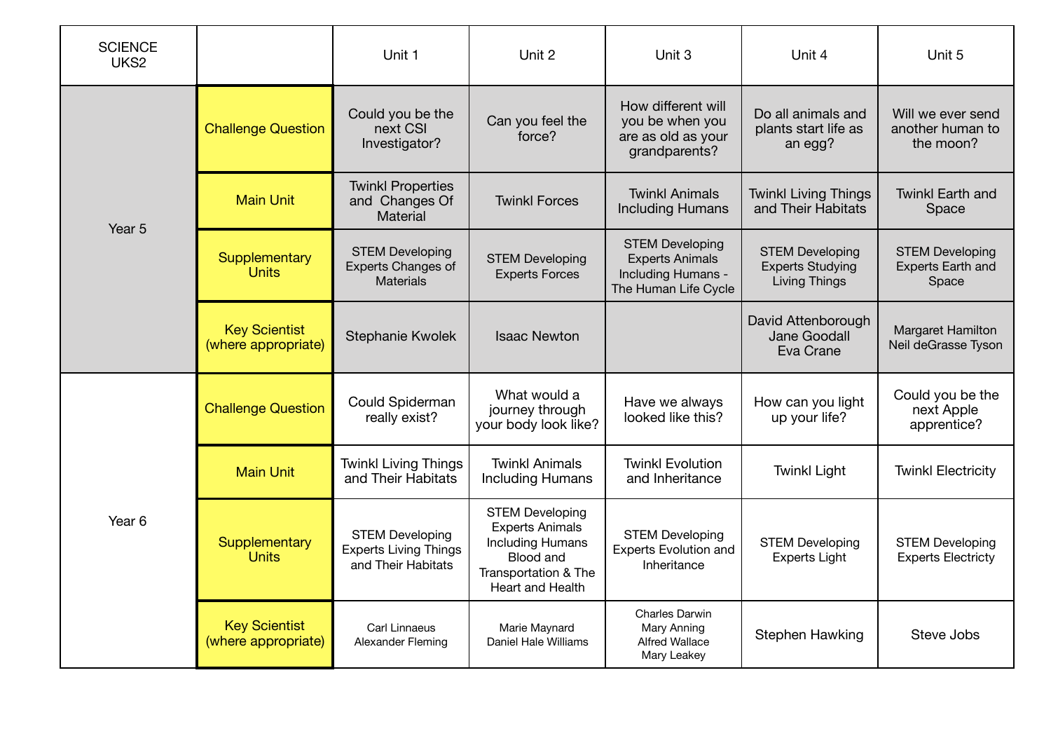| SCIENCE UKS2 | | Unit 1 | Unit 2 | Unit 3 | Unit 4 | Unit 5 |
|---|---|---|---|---|---|---|
| Year 5 | Challenge Question | Could you be the next CSI Investigator? | Can you feel the force? | How different will you be when you are as old as your grandparents? | Do all animals and plants start life as an egg? | Will we ever send another human to the moon? |
| | Main Unit | Twinkl Properties and Changes Of Material | Twinkl Forces | Twinkl Animals Including Humans | Twinkl Living Things and Their Habitats | Twinkl Earth and Space |
| | Supplementary Units | STEM Developing Experts Changes of Materials | STEM Developing Experts Forces | STEM Developing Experts Animals Including Humans - The Human Life Cycle | STEM Developing Experts Studying Living Things | STEM Developing Experts Earth and Space |
| | Key Scientist (where appropriate) | Stephanie Kwolek | Isaac Newton | | David Attenborough<br>Jane Goodall<br>Eva Crane | Margaret Hamilton<br>Neil deGrasse Tyson |
| Year 6 | Challenge Question | Could Spiderman really exist? | What would a journey through your body look like? | Have we always looked like this? | How can you light up your life? | Could you be the next Apple apprentice? |
| | Main Unit | Twinkl Living Things and Their Habitats | Twinkl Animals Including Humans | Twinkl Evolution and Inheritance | Twinkl Light | Twinkl Electricity |
| | Supplementary Units | STEM Developing Experts Living Things and Their Habitats | STEM Developing Experts Animals Including Humans Blood and Transportation & The Heart and Health | STEM Developing Experts Evolution and Inheritance | STEM Developing Experts Light | STEM Developing Experts Electricty |
| | Key Scientist (where appropriate) | Carl Linnaeus<br>Alexander Fleming | Marie Maynard<br>Daniel Hale Williams | Charles Darwin<br>Mary Anning<br>Alfred Wallace<br>Mary Leakey | Stephen Hawking | Steve Jobs |